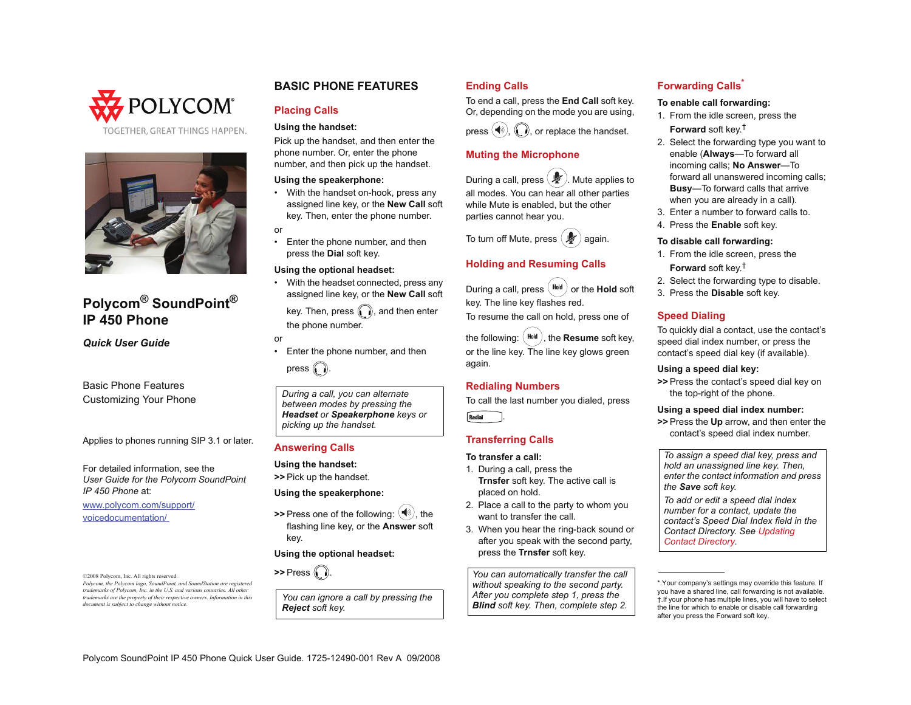POLYCOM

TOGETHER, GREAT THINGS HAPPEN.

# Polycom® SoundPoint® IP 450 Phone

***Quick User Guide***

Basic Phone Features
Customizing Your Phone

Applies to phones running SIP 3.1 or later.

For detailed information, see the *User Guide for the Polycom SoundPoint IP 450 Phone* at:

www.polycom.com/support/voicedocumentation/

©2008 Polycom, Inc. All rights reserved.
*Polycom, the Polycom logo, SoundPoint, and SoundStation are registered trademarks of Polycom, Inc. in the U.S. and various countries. All other trademarks are the property of their respective owners. Information in this document is subject to change without notice.*

## BASIC PHONE FEATURES

### Placing Calls

**Using the handset:**

Pick up the handset, and then enter the phone number. Or, enter the phone number, and then pick up the handset.

**Using the speakerphone:**

- With the handset on-hook, press any assigned line key, or the **New Call** soft key. Then, enter the phone number.

or

- Enter the phone number, and then press the **Dial** soft key.

**Using the optional headset:**

- With the headset connected, press any assigned line key, or the **New Call** soft key. Then, press (headset key), and then enter the phone number.

or

- Enter the phone number, and then press (headset key).

> *During a call, you can alternate between modes by pressing the **Headset** or **Speakerphone** keys or picking up the handset.*

### Answering Calls

**Using the handset:**

>> Pick up the handset.

**Using the speakerphone:**

>> Press one of the following: (speakerphone key), the flashing line key, or the **Answer** soft key.

**Using the optional headset:**

>> Press (headset key).

> *You can ignore a call by pressing the **Reject** soft key.*

### Ending Calls

To end a call, press the **End Call** soft key. Or, depending on the mode you are using, press (speakerphone key), (headset key), or replace the handset.

### Muting the Microphone

During a call, press (mute key). Mute applies to all modes. You can hear all other parties while Mute is enabled, but the other parties cannot hear you.

To turn off Mute, press (mute key) again.

### Holding and Resuming Calls

During a call, press (Hold) or the **Hold** soft key. The line key flashes red.

To resume the call on hold, press one of the following: (Hold), the **Resume** soft key, or the line key. The line key glows green again.

### Redialing Numbers

To call the last number you dialed, press (Redial).

### Transferring Calls

**To transfer a call:**

1. During a call, press the **Trnsfer** soft key. The active call is placed on hold.
2. Place a call to the party to whom you want to transfer the call.
3. When you hear the ring-back sound or after you speak with the second party, press the **Trnsfer** soft key.

> *You can automatically transfer the call without speaking to the second party. After you complete step 1, press the **Blind** soft key. Then, complete step 2.*

### Forwarding Calls*

**To enable call forwarding:**

1. From the idle screen, press the **Forward** soft key.†
2. Select the forwarding type you want to enable (**Always**—To forward all incoming calls; **No Answer**—To forward all unanswered incoming calls; **Busy**—To forward calls that arrive when you are already in a call).
3. Enter a number to forward calls to.
4. Press the **Enable** soft key.

**To disable call forwarding:**

1. From the idle screen, press the **Forward** soft key.†
2. Select the forwarding type to disable.
3. Press the **Disable** soft key.

### Speed Dialing

To quickly dial a contact, use the contact's speed dial index number, or press the contact's speed dial key (if available).

**Using a speed dial key:**

>> Press the contact's speed dial key on the top-right of the phone.

**Using a speed dial index number:**

>> Press the **Up** arrow, and then enter the contact's speed dial index number.

> *To assign a speed dial key, press and hold an unassigned line key. Then, enter the contact information and press the **Save** soft key.*
>
> *To add or edit a speed dial index number for a contact, update the contact's Speed Dial Index field in the Contact Directory. See Updating Contact Directory.*

*.Your company's settings may override this feature. If you have a shared line, call forwarding is not available.
†.If your phone has multiple lines, you will have to select the line for which to enable or disable call forwarding after you press the Forward soft key.

Polycom SoundPoint IP 450 Phone Quick User Guide. 1725-12490-001 Rev A 09/2008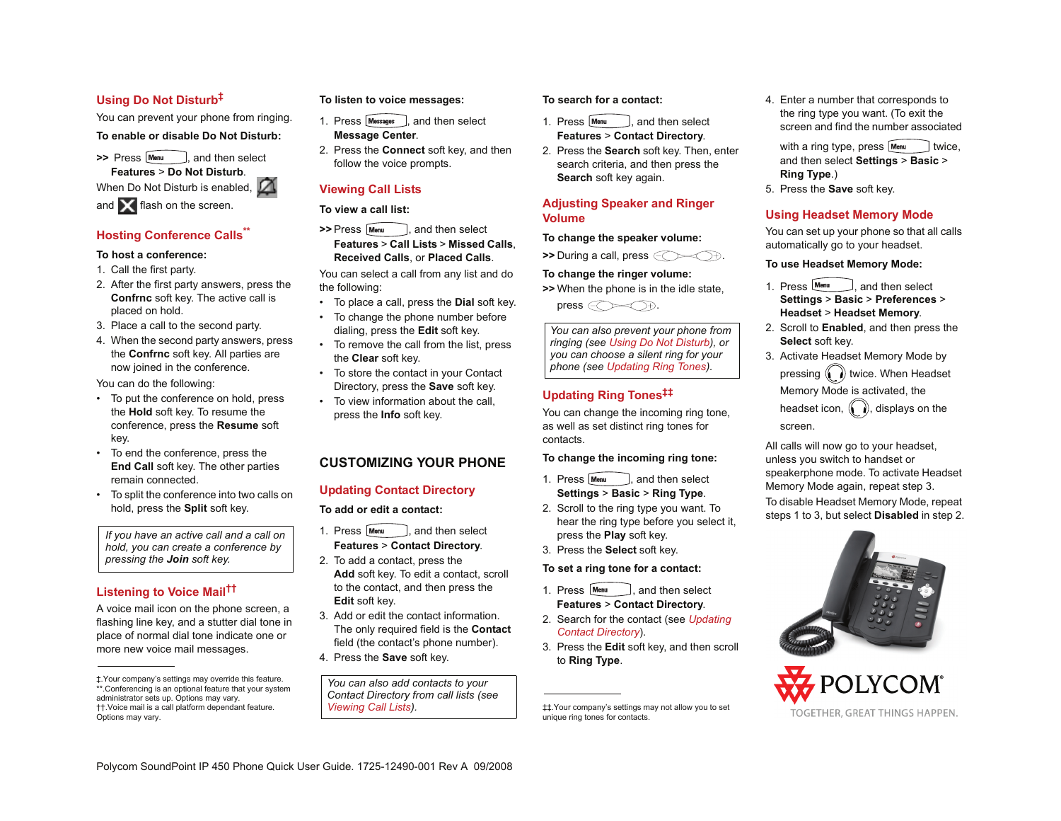## Using Do Not Disturb‡

You can prevent your phone from ringing.

**To enable or disable Do Not Disturb:**

>> Press Menu, and then select **Features** > **Do Not Disturb**.

When Do Not Disturb is enabled, and flash on the screen.

## Hosting Conference Calls**

**To host a conference:**

1. Call the first party.
2. After the first party answers, press the **Confrnc** soft key. The active call is placed on hold.
3. Place a call to the second party.
4. When the second party answers, press the **Confrnc** soft key. All parties are now joined in the conference.

You can do the following:

- To put the conference on hold, press the **Hold** soft key. To resume the conference, press the **Resume** soft key.
- To end the conference, press the **End Call** soft key. The other parties remain connected.
- To split the conference into two calls on hold, press the **Split** soft key.

*If you have an active call and a call on hold, you can create a conference by pressing the **Join** soft key.*

## Listening to Voice Mail††

A voice mail icon on the phone screen, a flashing line key, and a stutter dial tone in place of normal dial tone indicate one or more new voice mail messages.

‡Your company's settings may override this feature.
**Conferencing is an optional feature that your system administrator sets up. Options may vary.
††Voice mail is a call platform dependant feature. Options may vary.

**To listen to voice messages:**

1. Press Messages, and then select **Message Center**.
2. Press the **Connect** soft key, and then follow the voice prompts.

## Viewing Call Lists

**To view a call list:**

>> Press Menu, and then select **Features** > **Call Lists** > **Missed Calls**, **Received Calls**, or **Placed Calls**.

You can select a call from any list and do the following:

- To place a call, press the **Dial** soft key.
- To change the phone number before dialing, press the **Edit** soft key.
- To remove the call from the list, press the **Clear** soft key.
- To store the contact in your Contact Directory, press the **Save** soft key.
- To view information about the call, press the **Info** soft key.

# CUSTOMIZING YOUR PHONE

## Updating Contact Directory

**To add or edit a contact:**

1. Press Menu, and then select **Features** > **Contact Directory**.
2. To add a contact, press the **Add** soft key. To edit a contact, scroll to the contact, and then press the **Edit** soft key.
3. Add or edit the contact information. The only required field is the **Contact** field (the contact's phone number).
4. Press the **Save** soft key.

*You can also add contacts to your Contact Directory from call lists (see Viewing Call Lists).*

**To search for a contact:**

1. Press Menu, and then select **Features** > **Contact Directory**.
2. Press the **Search** soft key. Then, enter search criteria, and then press the **Search** soft key again.

## Adjusting Speaker and Ringer Volume

**To change the speaker volume:**

>> During a call, press the volume key.

**To change the ringer volume:**

>> When the phone is in the idle state, press the volume key.

*You can also prevent your phone from ringing (see Using Do Not Disturb), or you can choose a silent ring for your phone (see Updating Ring Tones).*

## Updating Ring Tones‡‡

You can change the incoming ring tone, as well as set distinct ring tones for contacts.

**To change the incoming ring tone:**

1. Press Menu, and then select **Settings** > **Basic** > **Ring Type**.
2. Scroll to the ring type you want. To hear the ring type before you select it, press the **Play** soft key.
3. Press the **Select** soft key.

**To set a ring tone for a contact:**

1. Press Menu, and then select **Features** > **Contact Directory**.
2. Search for the contact (see Updating Contact Directory).
3. Press the **Edit** soft key, and then scroll to **Ring Type**.

‡‡Your company's settings may not allow you to set unique ring tones for contacts.

4. Enter a number that corresponds to the ring type you want. (To exit the screen and find the number associated with a ring type, press Menu twice, and then select **Settings** > **Basic** > **Ring Type**.)
5. Press the **Save** soft key.

## Using Headset Memory Mode

You can set up your phone so that all calls automatically go to your headset.

**To use Headset Memory Mode:**

1. Press Menu, and then select **Settings** > **Basic** > **Preferences** > **Headset** > **Headset Memory**.
2. Scroll to **Enabled**, and then press the **Select** soft key.
3. Activate Headset Memory Mode by pressing the headset key twice. When Headset Memory Mode is activated, the headset icon, displays on the screen.

All calls will now go to your headset, unless you switch to handset or speakerphone mode. To activate Headset Memory Mode again, repeat step 3.

To disable Headset Memory Mode, repeat steps 1 to 3, but select **Disabled** in step 2.

POLYCOM®

TOGETHER, GREAT THINGS HAPPEN.

Polycom SoundPoint IP 450 Phone Quick User Guide. 1725-12490-001 Rev A 09/2008